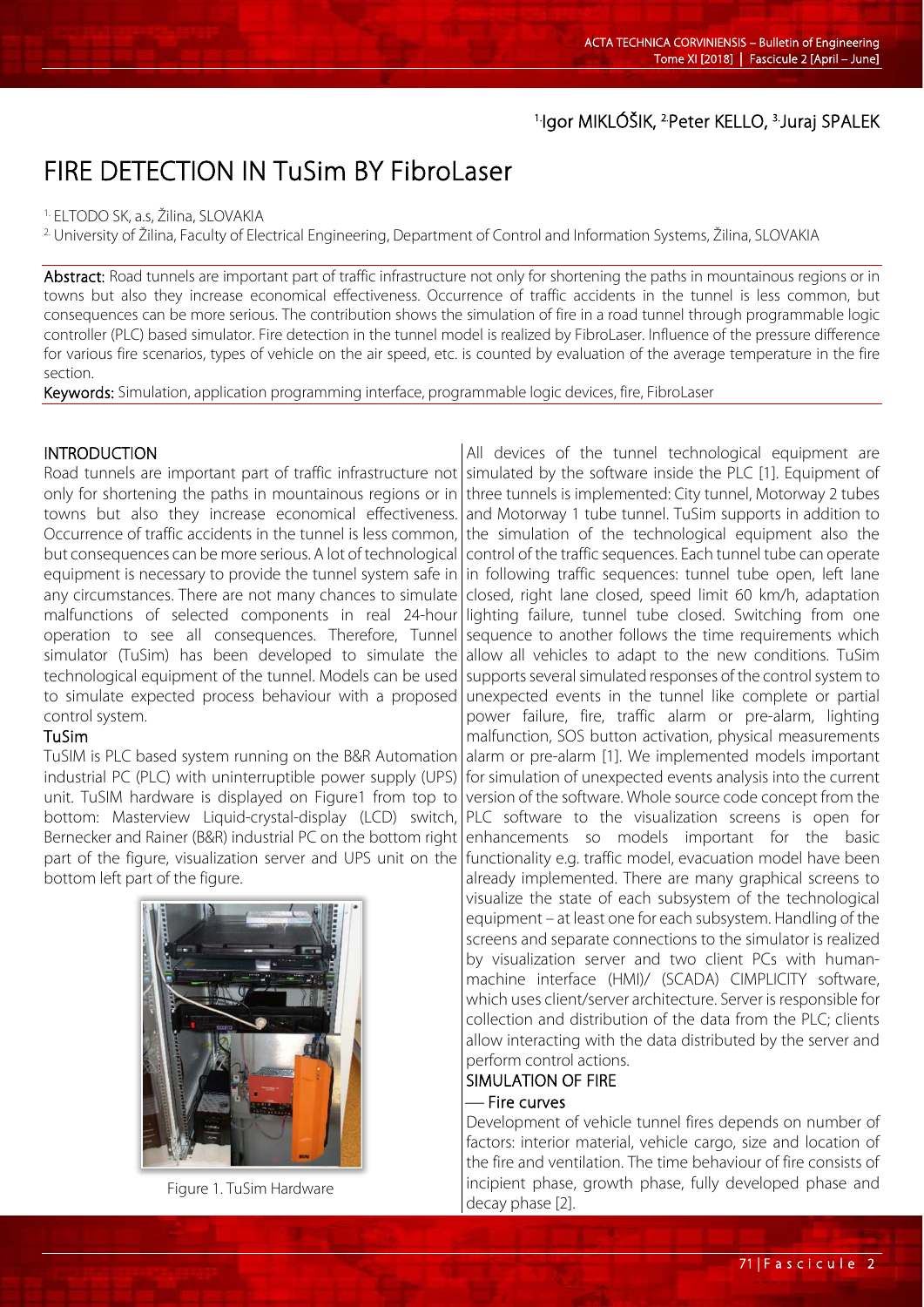[1.]Igor MIKLÓŠIK, [2.]Peter KELLO, [3.]Juraj SPALEK

# FIRE DETECTION IN TuSim BY FibroLaser

[1.] ELTODO SK, a.s, Žilina, SLOVAKIA
[2.] University of Žilina, Faculty of Electrical Engineering, Department of Control and Information Systems, Žilina, SLOVAKIA

**Abstract:** Road tunnels are important part of traffic infrastructure not only for shortening the paths in mountainous regions or in towns but also they increase economical effectiveness. Occurrence of traffic accidents in the tunnel is less common, but consequences can be more serious. The contribution shows the simulation of fire in a road tunnel through programmable logic controller (PLC) based simulator. Fire detection in the tunnel model is realized by FibroLaser. Influence of the pressure difference for various fire scenarios, types of vehicle on the air speed, etc. is counted by evaluation of the average temperature in the fire section.

**Keywords:** Simulation, application programming interface, programmable logic devices, fire, FibroLaser

## INTRODUCTION

Road tunnels are important part of traffic infrastructure not only for shortening the paths in mountainous regions or in towns but also they increase economical effectiveness. Occurrence of traffic accidents in the tunnel is less common, but consequences can be more serious. A lot of technological equipment is necessary to provide the tunnel system safe in any circumstances. There are not many chances to simulate malfunctions of selected components in real 24-hour operation to see all consequences. Therefore, Tunnel simulator (TuSim) has been developed to simulate the technological equipment of the tunnel. Models can be used to simulate expected process behaviour with a proposed control system.

### TuSim

TuSIM is PLC based system running on the B&R Automation industrial PC (PLC) with uninterruptible power supply (UPS) unit. TuSIM hardware is displayed on Figure1 from top to bottom: Masterview Liquid-crystal-display (LCD) switch, Bernecker and Rainer (B&R) industrial PC on the bottom right part of the figure, visualization server and UPS unit on the bottom left part of the figure.

Figure 1. TuSim Hardware

All devices of the tunnel technological equipment are simulated by the software inside the PLC [1]. Equipment of three tunnels is implemented: City tunnel, Motorway 2 tubes and Motorway 1 tube tunnel. TuSim supports in addition to the simulation of the technological equipment also the control of the traffic sequences. Each tunnel tube can operate in following traffic sequences: tunnel tube open, left lane closed, right lane closed, speed limit 60 km/h, adaptation lighting failure, tunnel tube closed. Switching from one sequence to another follows the time requirements which allow all vehicles to adapt to the new conditions. TuSim supports several simulated responses of the control system to unexpected events in the tunnel like complete or partial power failure, fire, traffic alarm or pre-alarm, lighting malfunction, SOS button activation, physical measurements alarm or pre-alarm [1]. We implemented models important for simulation of unexpected events analysis into the current version of the software. Whole source code concept from the PLC software to the visualization screens is open for enhancements so models important for the basic functionality e.g. traffic model, evacuation model have been already implemented. There are many graphical screens to visualize the state of each subsystem of the technological equipment – at least one for each subsystem. Handling of the screens and separate connections to the simulator is realized by visualization server and two client PCs with human-machine interface (HMI)/ (SCADA) CIMPLICITY software, which uses client/server architecture. Server is responsible for collection and distribution of the data from the PLC; clients allow interacting with the data distributed by the server and perform control actions.

## SIMULATION OF FIRE

### — Fire curves

Development of vehicle tunnel fires depends on number of factors: interior material, vehicle cargo, size and location of the fire and ventilation. The time behaviour of fire consists of incipient phase, growth phase, fully developed phase and decay phase [2].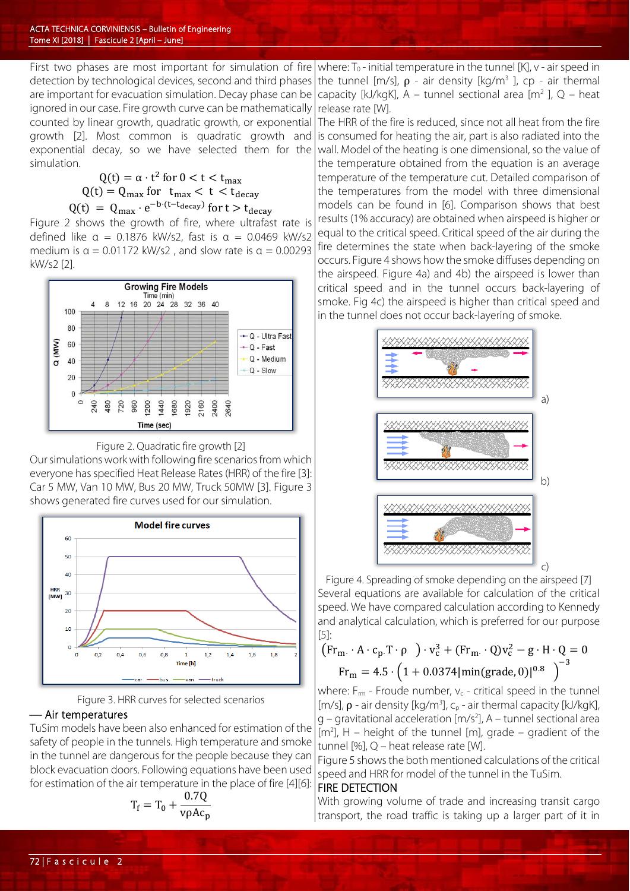First two phases are most important for simulation of fire detection by technological devices, second and third phases are important for evacuation simulation. Decay phase can be ignored in our case. Fire growth curve can be mathematically counted by linear growth, quadratic growth, or exponential growth [2]. Most common is quadratic growth and exponential decay, so we have selected them for the simulation.

$$Q(t) = \alpha \cdot t^2 \text{ for } 0 < t < t_{max}$$
$$Q(t) = Q_{max} \text{ for } \; t_{max} < t < t_{decay}$$
$$Q(t) = Q_{max} \cdot e^{-b \cdot (t - t_{decay})} \text{ for } t > t_{decay}$$

Figure 2 shows the growth of fire, where ultrafast rate is defined like α = 0.1876 kW/s2, fast is α = 0.0469 kW/s2 medium is α = 0.01172 kW/s2 , and slow rate is α = 0.00293 kW/s2 [2].

Figure 2. Quadratic fire growth [2]

Our simulations work with following fire scenarios from which everyone has specified Heat Release Rates (HRR) of the fire [3]: Car 5 MW, Van 10 MW, Bus 20 MW, Truck 50MW [3]. Figure 3 shows generated fire curves used for our simulation.

Figure 3. HRR curves for selected scenarios

— Air temperatures

TuSim models have been also enhanced for estimation of the safety of people in the tunnels. High temperature and smoke in the tunnel are dangerous for the people because they can block evacuation doors. Following equations have been used for estimation of the air temperature in the place of fire [4][6]:

$$T_f = T_0 + \frac{0.7Q}{v \rho A c_p}$$

where: $T_0$ - initial temperature in the tunnel [K], v - air speed in the tunnel [m/s], ρ - air density [kg/m³ ], cp - air thermal capacity [kJ/kgK], A – tunnel sectional area [m² ], Q – heat release rate [W].

The HRR of the fire is reduced, since not all heat from the fire is consumed for heating the air, part is also radiated into the wall. Model of the heating is one dimensional, so the value of the temperature obtained from the equation is an average temperature of the temperature cut. Detailed comparison of the temperatures from the model with three dimensional models can be found in [6]. Comparison shows that best results (1% accuracy) are obtained when airspeed is higher or equal to the critical speed. Critical speed of the air during the fire determines the state when back-layering of the smoke occurs. Figure 4 shows how the smoke diffuses depending on the airspeed. Figure 4a) and 4b) the airspeed is lower than critical speed and in the tunnel occurs back-layering of smoke. Fig 4c) the airspeed is higher than critical speed and in the tunnel does not occur back-layering of smoke.

Figure 4. Spreading of smoke depending on the airspeed [7]

Several equations are available for calculation of the critical speed. We have compared calculation according to Kennedy and analytical calculation, which is preferred for our purpose [5]:

$$\left(Fr_m \cdot A \cdot c_p . T \cdot \rho \right) \cdot v_c^3 + (Fr_m \cdot Q) v_c^2 - g \cdot H \cdot Q = 0$$
$$Fr_m = 4.5 \cdot \left(1 + 0.0374 |\min(\text{grade}, 0)|^{0.8} \right)^{-3}$$

where: $F_{rm}$ - Froude number, $v_c$ - critical speed in the tunnel [m/s], ρ - air density [kg/m³], $c_p$ - air thermal capacity [kJ/kgK], g – gravitational acceleration [m/s²], A – tunnel sectional area [m²], H – height of the tunnel [m], grade – gradient of the tunnel [%], Q – heat release rate [W].

Figure 5 shows the both mentioned calculations of the critical speed and HRR for model of the tunnel in the TuSim.

## FIRE DETECTION

With growing volume of trade and increasing transit cargo transport, the road traffic is taking up a larger part of it in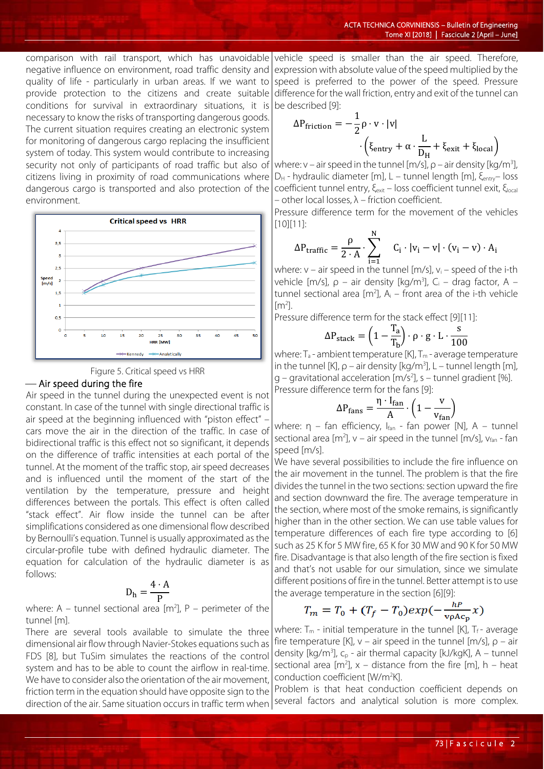comparison with rail transport, which has unavoidable negative influence on environment, road traffic density and quality of life - particularly in urban areas. If we want to provide protection to the citizens and create suitable conditions for survival in extraordinary situations, it is necessary to know the risks of transporting dangerous goods. The current situation requires creating an electronic system for monitoring of dangerous cargo replacing the insufficient system of today. This system would contribute to increasing security not only of participants of road traffic but also of citizens living in proximity of road communications where dangerous cargo is transported and also protection of the environment.

Figure 5. Critical speed vs HRR

## — Air speed during the fire

Air speed in the tunnel during the unexpected event is not constant. In case of the tunnel with single directional traffic is air speed at the beginning influenced with "piston effect" – cars move the air in the direction of the traffic. In case of bidirectional traffic is this effect not so significant, it depends on the difference of traffic intensities at each portal of the tunnel. At the moment of the traffic stop, air speed decreases and is influenced until the moment of the start of the ventilation by the temperature, pressure and height differences between the portals. This effect is often called "stack effect". Air flow inside the tunnel can be after simplifications considered as one dimensional flow described by Bernoulli's equation. Tunnel is usually approximated as the circular-profile tube with defined hydraulic diameter. The equation for calculation of the hydraulic diameter is as follows:

$$D_h = \frac{4 \cdot A}{P}$$

where: A – tunnel sectional area [m$^2$], P – perimeter of the tunnel [m].

There are several tools available to simulate the three dimensional air flow through Navier-Stokes equations such as FDS [8], but TuSim simulates the reactions of the control system and has to be able to count the airflow in real-time. We have to consider also the orientation of the air movement, friction term in the equation should have opposite sign to the direction of the air. Same situation occurs in traffic term when vehicle speed is smaller than the air speed. Therefore, expression with absolute value of the speed multiplied by the speed is preferred to the power of the speed. Pressure difference for the wall friction, entry and exit of the tunnel can be described [9]:

$$\Delta P_{\text{friction}} = -\frac{1}{2}\rho \cdot v \cdot |v| \cdot \left(\xi_{\text{entry}} + \alpha \cdot \frac{L}{D_H} + \xi_{\text{exit}} + \xi_{\text{local}}\right)$$

where: v – air speed in the tunnel [m/s], ρ – air density [kg/m$^3$], $D_H$ - hydraulic diameter [m], L – tunnel length [m], $\xi_{entry}$ – loss coefficient tunnel entry, $\xi_{exit}$ – loss coefficient tunnel exit, $\xi_{local}$ – other local losses, λ – friction coefficient.

Pressure difference term for the movement of the vehicles [10][11]:

$$\Delta P_{\text{traffic}} = \frac{\rho}{2 \cdot A} \cdot \sum_{i=1}^{N} C_i \cdot |v_i - v| \cdot (v_i - v) \cdot A_i$$

where: v – air speed in the tunnel [m/s], $v_i$ – speed of the i-th vehicle [m/s], ρ – air density [kg/m$^3$], $C_i$ – drag factor, A – tunnel sectional area [m$^2$], $A_i$ – front area of the i-th vehicle [m$^2$].

Pressure difference term for the stack effect [9][11]:

$$\Delta P_{\text{stack}} = \left(1 - \frac{T_a}{T_b}\right) \cdot \rho \cdot g \cdot L \cdot \frac{s}{100}$$

where: $T_a$ - ambient temperature [K], $T_m$ - average temperature in the tunnel [K], ρ – air density [kg/m$^3$], L – tunnel length [m], g – gravitational acceleration [m/s$^2$], s – tunnel gradient [%].

Pressure difference term for the fans [9]:

$$\Delta P_{\text{fans}} = \frac{\eta \cdot I_{\text{fan}}}{A} \cdot \left(1 - \frac{v}{v_{\text{fan}}}\right)$$

where: η – fan efficiency, $I_{fan}$ - fan power [N], A – tunnel sectional area [m$^2$], v – air speed in the tunnel [m/s], $v_{fan}$ - fan speed [m/s].

We have several possibilities to include the fire influence on the air movement in the tunnel. The problem is that the fire divides the tunnel in the two sections: section upward the fire and section downward the fire. The average temperature in the section, where most of the smoke remains, is significantly higher than in the other section. We can use table values for temperature differences of each fire type according to [6] such as 25 K for 5 MW fire, 65 K for 30 MW and 90 K for 50 MW fire. Disadvantage is that also length of the fire section is fixed and that's not usable for our simulation, since we simulate different positions of fire in the tunnel. Better attempt is to use the average temperature in the section [6][9]:

$$T_m = T_0 + (T_f - T_0)\exp\left(-\frac{hP}{v\rho A c_p}x\right)$$

where: $T_m$ - initial temperature in the tunnel [K], $T_f$ - average fire temperature [K], v – air speed in the tunnel [m/s], ρ – air density [kg/m$^3$], $c_p$ - air thermal capacity [kJ/kgK], A – tunnel sectional area [m$^2$], x – distance from the fire [m], h – heat conduction coefficient [W/m$^2$K].

Problem is that heat conduction coefficient depends on several factors and analytical solution is more complex.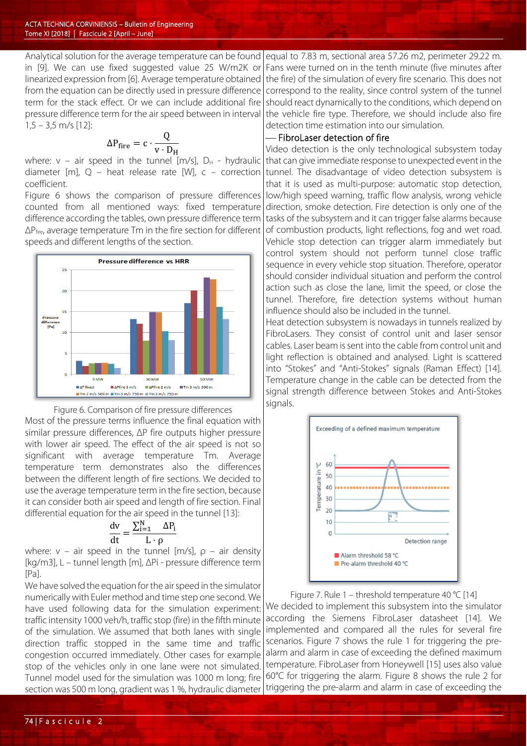Analytical solution for the average temperature can be found in [9]. We can use fixed suggested value 25 W/m2K or linearized expression from [6]. Average temperature obtained from the equation can be directly used in pressure difference term for the stack effect. Or we can include additional fire pressure difference term for the air speed between in interval 1,5 – 3,5 m/s [12]:

$$\Delta P_{fire} = c \cdot \frac{Q}{v \cdot D_H}$$

where: v – air speed in the tunnel [m/s], $D_H$ - hydraulic diameter [m], Q – heat release rate [W], c – correction coefficient.

Figure 6 shows the comparison of pressure differences counted from all mentioned ways: fixed temperature difference according the tables, own pressure difference term $\Delta P_{fire}$, average temperature Tm in the fire section for different speeds and different lengths of the section.

Figure 6. Comparison of fire pressure differences

Most of the pressure terms influence the final equation with similar pressure differences, ΔP fire outputs higher pressure with lower air speed. The effect of the air speed is not so significant with average temperature Tm. Average temperature term demonstrates also the differences between the different length of fire sections. We decided to use the average temperature term in the fire section, because it can consider both air speed and length of fire section. Final differential equation for the air speed in the tunnel [13]:

$$\frac{dv}{dt} = \frac{\sum_{i=1}^{N} \Delta P_i}{L \cdot \rho}$$

where: v – air speed in the tunnel [m/s], ρ – air density [kg/m3], L – tunnel length [m], ΔPi - pressure difference term [Pa].

We have solved the equation for the air speed in the simulator numerically with Euler method and time step one second. We have used following data for the simulation experiment: traffic intensity 1000 veh/h, traffic stop (fire) in the fifth minute of the simulation. We assumed that both lanes with single direction traffic stopped in the same time and traffic congestion occurred immediately. Other cases for example stop of the vehicles only in one lane were not simulated. Tunnel model used for the simulation was 1000 m long; fire section was 500 m long, gradient was 1 %, hydraulic diameter equal to 7.83 m, sectional area 57.26 m2, perimeter 29.22 m. Fans were turned on in the tenth minute (five minutes after the fire) of the simulation of every fire scenario. This does not correspond to the reality, since control system of the tunnel should react dynamically to the conditions, which depend on the vehicle fire type. Therefore, we should include also fire detection time estimation into our simulation.

### — FibroLaser detection of fire

Video detection is the only technological subsystem today that can give immediate response to unexpected event in the tunnel. The disadvantage of video detection subsystem is that it is used as multi-purpose: automatic stop detection, low/high speed warning, traffic flow analysis, wrong vehicle direction, smoke detection. Fire detection is only one of the tasks of the subsystem and it can trigger false alarms because of combustion products, light reflections, fog and wet road. Vehicle stop detection can trigger alarm immediately but control system should not perform tunnel close traffic sequence in every vehicle stop situation. Therefore, operator should consider individual situation and perform the control action such as close the lane, limit the speed, or close the tunnel. Therefore, fire detection systems without human influence should also be included in the tunnel.

Heat detection subsystem is nowadays in tunnels realized by FibroLasers. They consist of control unit and laser sensor cables. Laser beam is sent into the cable from control unit and light reflection is obtained and analysed. Light is scattered into "Stokes" and "Anti-Stokes" signals (Raman Effect) [14]. Temperature change in the cable can be detected from the signal strength difference between Stokes and Anti-Stokes signals.

Figure 7. Rule 1 – threshold temperature 40 °C [14]

We decided to implement this subsystem into the simulator according the Siemens FibroLaser datasheet [14]. We implemented and compared all the rules for several fire scenarios. Figure 7 shows the rule 1 for triggering the pre-alarm and alarm in case of exceeding the defined maximum temperature. FibroLaser from Honeywell [15] uses also value 60°C for triggering the alarm. Figure 8 shows the rule 2 for triggering the pre-alarm and alarm in case of exceeding the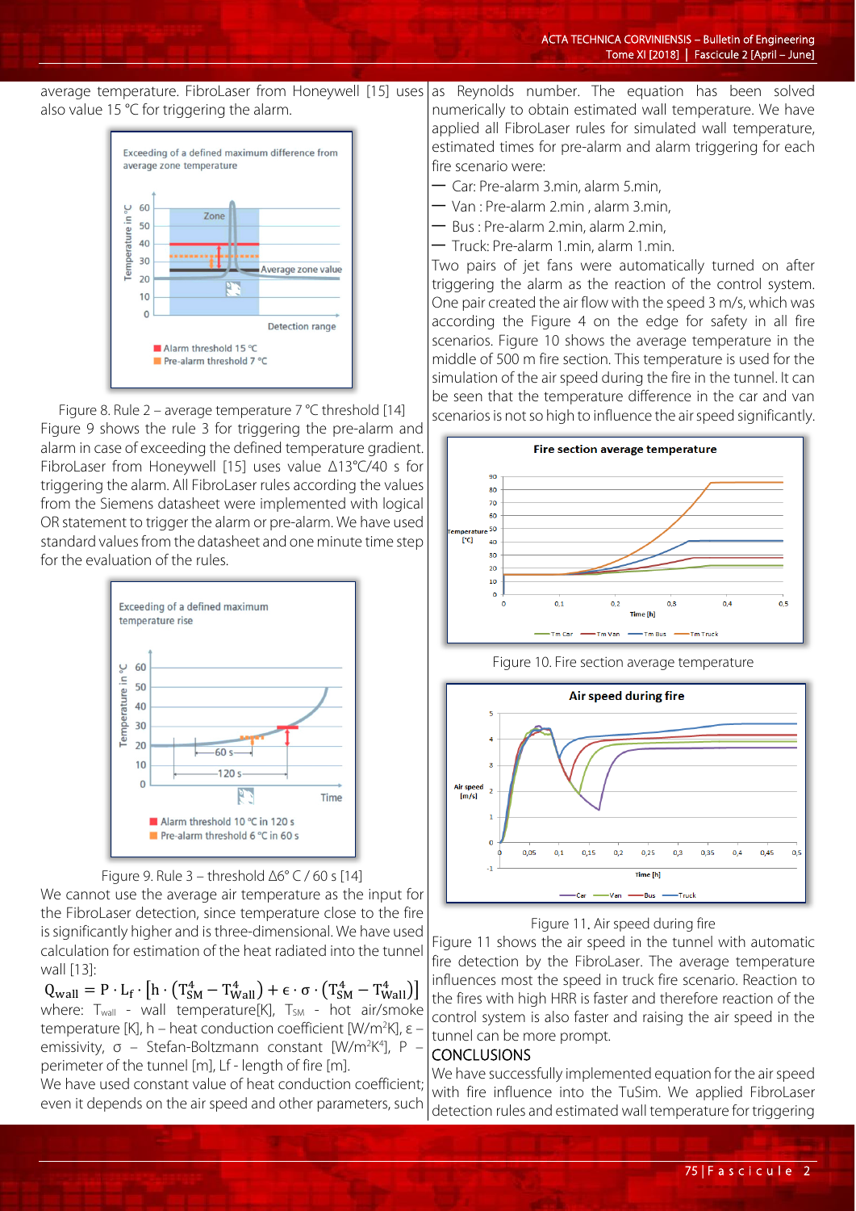average temperature. FibroLaser from Honeywell [15] uses also value 15 °C for triggering the alarm.

Figure 8. Rule 2 – average temperature 7 °C threshold [14]

Figure 9 shows the rule 3 for triggering the pre-alarm and alarm in case of exceeding the defined temperature gradient. FibroLaser from Honeywell [15] uses value Δ13°C/40 s for triggering the alarm. All FibroLaser rules according the values from the Siemens datasheet were implemented with logical OR statement to trigger the alarm or pre-alarm. We have used standard values from the datasheet and one minute time step for the evaluation of the rules.

Figure 9. Rule 3 – threshold Δ6° C / 60 s [14]

We cannot use the average air temperature as the input for the FibroLaser detection, since temperature close to the fire is significantly higher and is three-dimensional. We have used calculation for estimation of the heat radiated into the tunnel wall [13]:

$$Q_{wall} = P \cdot L_f \cdot \left[h \cdot \left(T_{SM}^4 - T_{Wall}^4\right) + \epsilon \cdot \sigma \cdot \left(T_{SM}^4 - T_{Wall}^4\right)\right]$$

where: $T_{wall}$ - wall temperature[K], $T_{SM}$ - hot air/smoke temperature [K], h – heat conduction coefficient [W/m²K], ε – emissivity, σ – Stefan-Boltzmann constant [W/m²K⁴], P – perimeter of the tunnel [m], Lf - length of fire [m].

We have used constant value of heat conduction coefficient; even it depends on the air speed and other parameters, such as Reynolds number. The equation has been solved numerically to obtain estimated wall temperature. We have applied all FibroLaser rules for simulated wall temperature, estimated times for pre-alarm and alarm triggering for each fire scenario were:

- Car: Pre-alarm 3.min, alarm 5.min,
- Van : Pre-alarm 2.min , alarm 3.min,
- Bus : Pre-alarm 2.min, alarm 2.min,
- Truck: Pre-alarm 1.min, alarm 1.min.

Two pairs of jet fans were automatically turned on after triggering the alarm as the reaction of the control system. One pair created the air flow with the speed 3 m/s, which was according the Figure 4 on the edge for safety in all fire scenarios. Figure 10 shows the average temperature in the middle of 500 m fire section. This temperature is used for the simulation of the air speed during the fire in the tunnel. It can be seen that the temperature difference in the car and van scenarios is not so high to influence the air speed significantly.

Figure 10. Fire section average temperature

Figure 11. Air speed during fire

Figure 11 shows the air speed in the tunnel with automatic fire detection by the FibroLaser. The average temperature influences most the speed in truck fire scenario. Reaction to the fires with high HRR is faster and therefore reaction of the control system is also faster and raising the air speed in the tunnel can be more prompt.

## CONCLUSIONS

We have successfully implemented equation for the air speed with fire influence into the TuSim. We applied FibroLaser detection rules and estimated wall temperature for triggering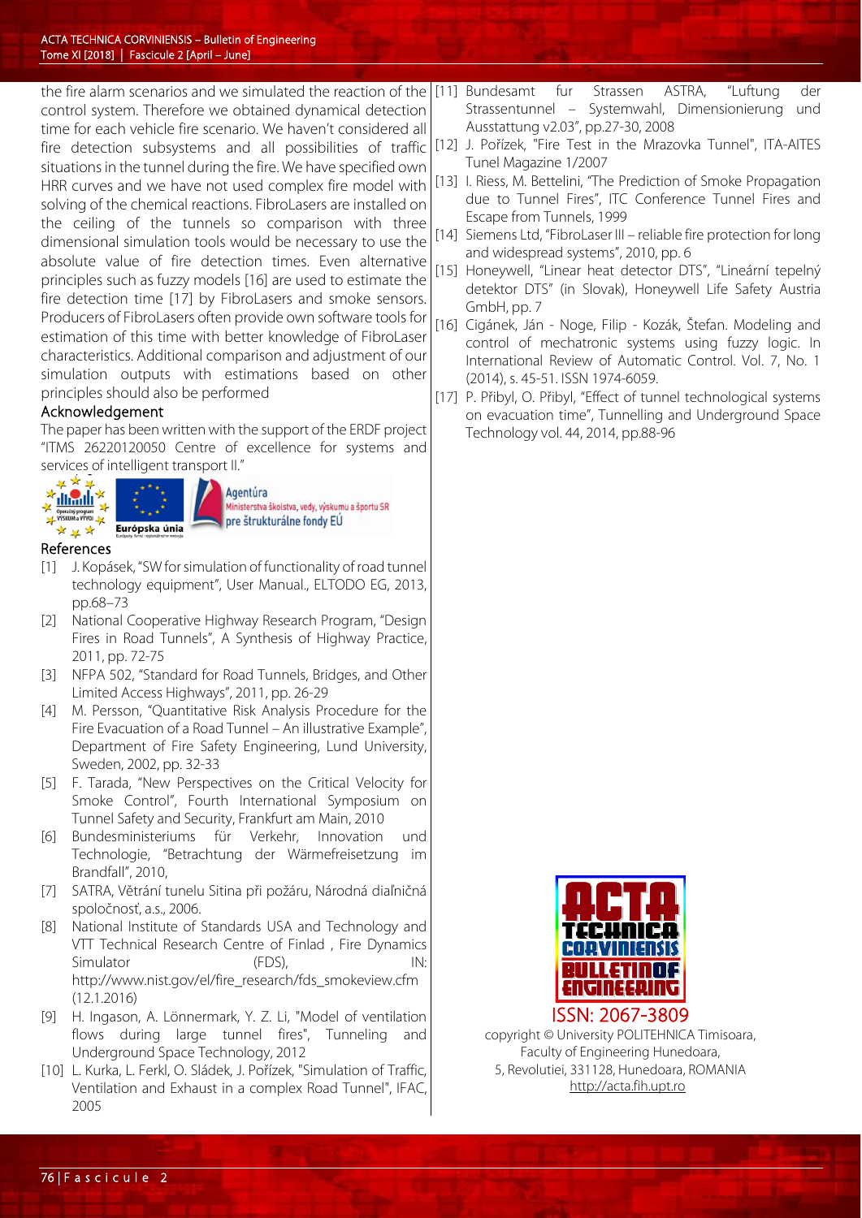the fire alarm scenarios and we simulated the reaction of the control system. Therefore we obtained dynamical detection time for each vehicle fire scenario. We haven't considered all fire detection subsystems and all possibilities of traffic situations in the tunnel during the fire. We have specified own HRR curves and we have not used complex fire model with solving of the chemical reactions. FibroLasers are installed on the ceiling of the tunnels so comparison with three dimensional simulation tools would be necessary to use the absolute value of fire detection times. Even alternative principles such as fuzzy models [16] are used to estimate the fire detection time [17] by FibroLasers and smoke sensors. Producers of FibroLasers often provide own software tools for estimation of this time with better knowledge of FibroLaser characteristics. Additional comparison and adjustment of our simulation outputs with estimations based on other principles should also be performed

## Acknowledgement

The paper has been written with the support of the ERDF project "ITMS 26220120050 Centre of excellence for systems and services of intelligent transport II."

## References

[1] J. Kopásek, "SW for simulation of functionality of road tunnel technology equipment", User Manual., ELTODO EG, 2013, pp.68–73

[2] National Cooperative Highway Research Program, "Design Fires in Road Tunnels", A Synthesis of Highway Practice, 2011, pp. 72-75

[3] NFPA 502, "Standard for Road Tunnels, Bridges, and Other Limited Access Highways", 2011, pp. 26-29

[4] M. Persson, "Quantitative Risk Analysis Procedure for the Fire Evacuation of a Road Tunnel – An illustrative Example", Department of Fire Safety Engineering, Lund University, Sweden, 2002, pp. 32-33

[5] F. Tarada, "New Perspectives on the Critical Velocity for Smoke Control", Fourth International Symposium on Tunnel Safety and Security, Frankfurt am Main, 2010

[6] Bundesministeriums für Verkehr, Innovation und Technologie, "Betrachtung der Wärmefreisetzung im Brandfall", 2010,

[7] SATRA, Větrání tunelu Sitina při požáru, Národná diaľničná spoločnosť, a.s., 2006.

[8] National Institute of Standards USA and Technology and VTT Technical Research Centre of Finlad , Fire Dynamics Simulator (FDS), IN: http://www.nist.gov/el/fire_research/fds_smokeview.cfm (12.1.2016)

[9] H. Ingason, A. Lönnermark, Y. Z. Li, "Model of ventilation flows during large tunnel fires", Tunneling and Underground Space Technology, 2012

[10] L. Kurka, L. Ferkl, O. Sládek, J. Pořízek, "Simulation of Traffic, Ventilation and Exhaust in a complex Road Tunnel", IFAC, 2005

[11] Bundesamt fur Strassen ASTRA, "Luftung der Strassentunnel – Systemwahl, Dimensionierung und Ausstattung v2.03", pp.27-30, 2008

[12] J. Pořízek, "Fire Test in the Mrazovka Tunnel", ITA-AITES Tunel Magazine 1/2007

[13] I. Riess, M. Bettelini, "The Prediction of Smoke Propagation due to Tunnel Fires", ITC Conference Tunnel Fires and Escape from Tunnels, 1999

[14] Siemens Ltd, "FibroLaser III – reliable fire protection for long and widespread systems", 2010, pp. 6

[15] Honeywell, "Linear heat detector DTS", "Lineární tepelný detektor DTS" (in Slovak), Honeywell Life Safety Austria GmbH, pp. 7

[16] Cigánek, Ján - Noge, Filip - Kozák, Štefan. Modeling and control of mechatronic systems using fuzzy logic. In International Review of Automatic Control. Vol. 7, No. 1 (2014), s. 45-51. ISSN 1974-6059.

[17] P. Přibyl, O. Přibyl, "Effect of tunnel technological systems on evacuation time", Tunnelling and Underground Space Technology vol. 44, 2014, pp.88-96

ISSN: 2067-3809
copyright © University POLITEHNICA Timisoara, Faculty of Engineering Hunedoara, 5, Revolutiei, 331128, Hunedoara, ROMANIA
http://acta.fih.upt.ro